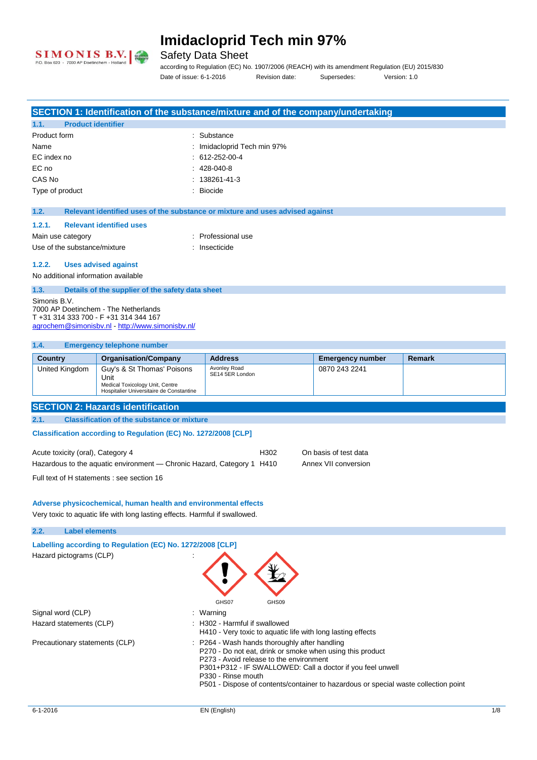# Imidacloprid Tech min 97%

Safety Data Sheet

according to Regulation (EC) No. 1907/2006 (REACH) with its amendment Regulation (EU) 2015/830

Date of issue: 6-1-2016 Revision date: Supersedes: Version: 1.0

## SECTION 1: Identification of the substance/mixture and of the company/undertaking

### 1.1. Product identifier

| | |
|---|---|
| Product form | : Substance |
| Name | : Imidacloprid Tech min 97% |
| EC index no | : 612-252-00-4 |
| EC no | : 428-040-8 |
| CAS No | : 138261-41-3 |
| Type of product | : Biocide |

### 1.2. Relevant identified uses of the substance or mixture and uses advised against

#### 1.2.1. Relevant identified uses

| | |
|---|---|
| Main use category | : Professional use |
| Use of the substance/mixture | : Insecticide |

#### 1.2.2. Uses advised against

No additional information available

### 1.3. Details of the supplier of the safety data sheet

Simonis B.V.
7000 AP Doetinchem - The Netherlands
T +31 314 333 700 - F +31 314 344 167
agrochem@simonisbv.nl - http://www.simonisbv.nl/

### 1.4. Emergency telephone number

| Country | Organisation/Company | Address | Emergency number | Remark |
|---|---|---|---|---|
| United Kingdom | Guy's & St Thomas' Poisons Unit<br>Medical Toxicology Unit, Centre Hospitalier Universitaire de Constantine | Avonley Road SE14 5ER London | 0870 243 2241 | |

## SECTION 2: Hazards identification

### 2.1. Classification of the substance or mixture

**Classification according to Regulation (EC) No. 1272/2008 [CLP]**

| | | |
|---|---|---|
| Acute toxicity (oral), Category 4 | H302 | On basis of test data |
| Hazardous to the aquatic environment — Chronic Hazard, Category 1 | H410 | Annex VII conversion |

Full text of H statements : see section 16

**Adverse physicochemical, human health and environmental effects**

Very toxic to aquatic life with long lasting effects. Harmful if swallowed.

### 2.2. Label elements

**Labelling according to Regulation (EC) No. 1272/2008 [CLP]**

Hazard pictograms (CLP) :

GHS07 GHS09

Signal word (CLP) : Warning

Hazard statements (CLP) :
- H302 - Harmful if swallowed
- H410 - Very toxic to aquatic life with long lasting effects

Precautionary statements (CLP) :
- P264 - Wash hands thoroughly after handling
- P270 - Do not eat, drink or smoke when using this product
- P273 - Avoid release to the environment
- P301+P312 - IF SWALLOWED: Call a doctor if you feel unwell
- P330 - Rinse mouth
- P501 - Dispose of contents/container to hazardous or special waste collection point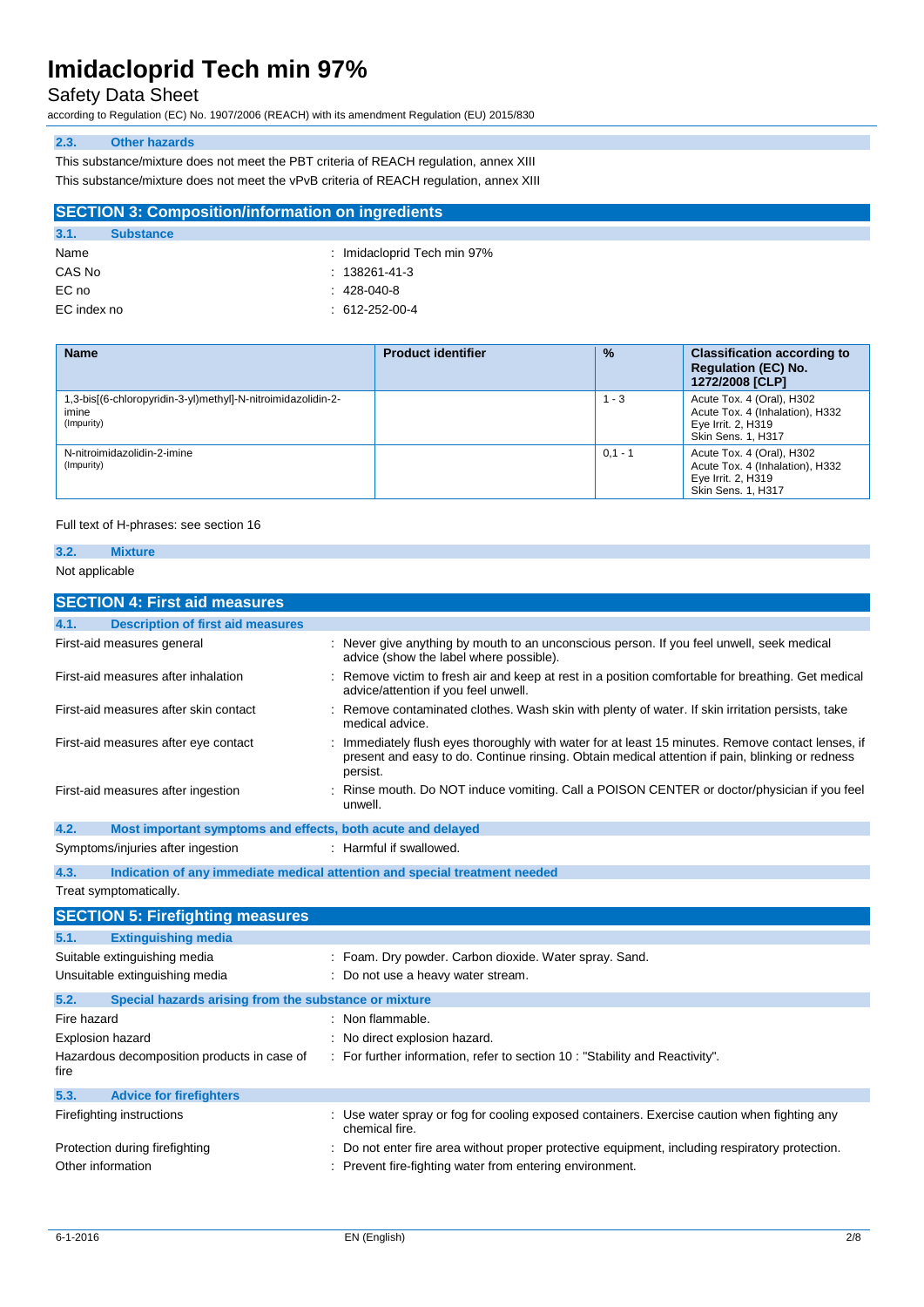### 2.3. Other hazards

This substance/mixture does not meet the PBT criteria of REACH regulation, annex XIII

This substance/mixture does not meet the vPvB criteria of REACH regulation, annex XIII

## SECTION 3: Composition/information on ingredients

### 3.1. Substance

| | |
|---|---|
| Name | : Imidacloprid Tech min 97% |
| CAS No | : 138261-41-3 |
| EC no | : 428-040-8 |
| EC index no | : 612-252-00-4 |

| Name | Product identifier | % | Classification according to Regulation (EC) No. 1272/2008 [CLP] |
|---|---|---|---|
| 1,3-bis[(6-chloropyridin-3-yl)methyl]-N-nitroimidazolidin-2-imine (Impurity) | | 1 - 3 | Acute Tox. 4 (Oral), H302<br>Acute Tox. 4 (Inhalation), H332<br>Eye Irrit. 2, H319<br>Skin Sens. 1, H317 |
| N-nitroimidazolidin-2-imine (Impurity) | | 0,1 - 1 | Acute Tox. 4 (Oral), H302<br>Acute Tox. 4 (Inhalation), H332<br>Eye Irrit. 2, H319<br>Skin Sens. 1, H317 |

Full text of H-phrases: see section 16

### 3.2. Mixture

Not applicable

## SECTION 4: First aid measures

### 4.1. Description of first aid measures

| | |
|---|---|
| First-aid measures general | : Never give anything by mouth to an unconscious person. If you feel unwell, seek medical advice (show the label where possible). |
| First-aid measures after inhalation | : Remove victim to fresh air and keep at rest in a position comfortable for breathing. Get medical advice/attention if you feel unwell. |
| First-aid measures after skin contact | : Remove contaminated clothes. Wash skin with plenty of water. If skin irritation persists, take medical advice. |
| First-aid measures after eye contact | : Immediately flush eyes thoroughly with water for at least 15 minutes. Remove contact lenses, if present and easy to do. Continue rinsing. Obtain medical attention if pain, blinking or redness persist. |
| First-aid measures after ingestion | : Rinse mouth. Do NOT induce vomiting. Call a POISON CENTER or doctor/physician if you feel unwell. |

### 4.2. Most important symptoms and effects, both acute and delayed

| | |
|---|---|
| Symptoms/injuries after ingestion | : Harmful if swallowed. |

### 4.3. Indication of any immediate medical attention and special treatment needed

Treat symptomatically.

## SECTION 5: Firefighting measures

### 5.1. Extinguishing media

| | |
|---|---|
| Suitable extinguishing media | : Foam. Dry powder. Carbon dioxide. Water spray. Sand. |
| Unsuitable extinguishing media | : Do not use a heavy water stream. |

### 5.2. Special hazards arising from the substance or mixture

| | |
|---|---|
| Fire hazard | : Non flammable. |
| Explosion hazard | : No direct explosion hazard. |
| Hazardous decomposition products in case of fire | : For further information, refer to section 10 : "Stability and Reactivity". |

### 5.3. Advice for firefighters

| | |
|---|---|
| Firefighting instructions | : Use water spray or fog for cooling exposed containers. Exercise caution when fighting any chemical fire. |
| Protection during firefighting | : Do not enter fire area without proper protective equipment, including respiratory protection. |
| Other information | : Prevent fire-fighting water from entering environment. |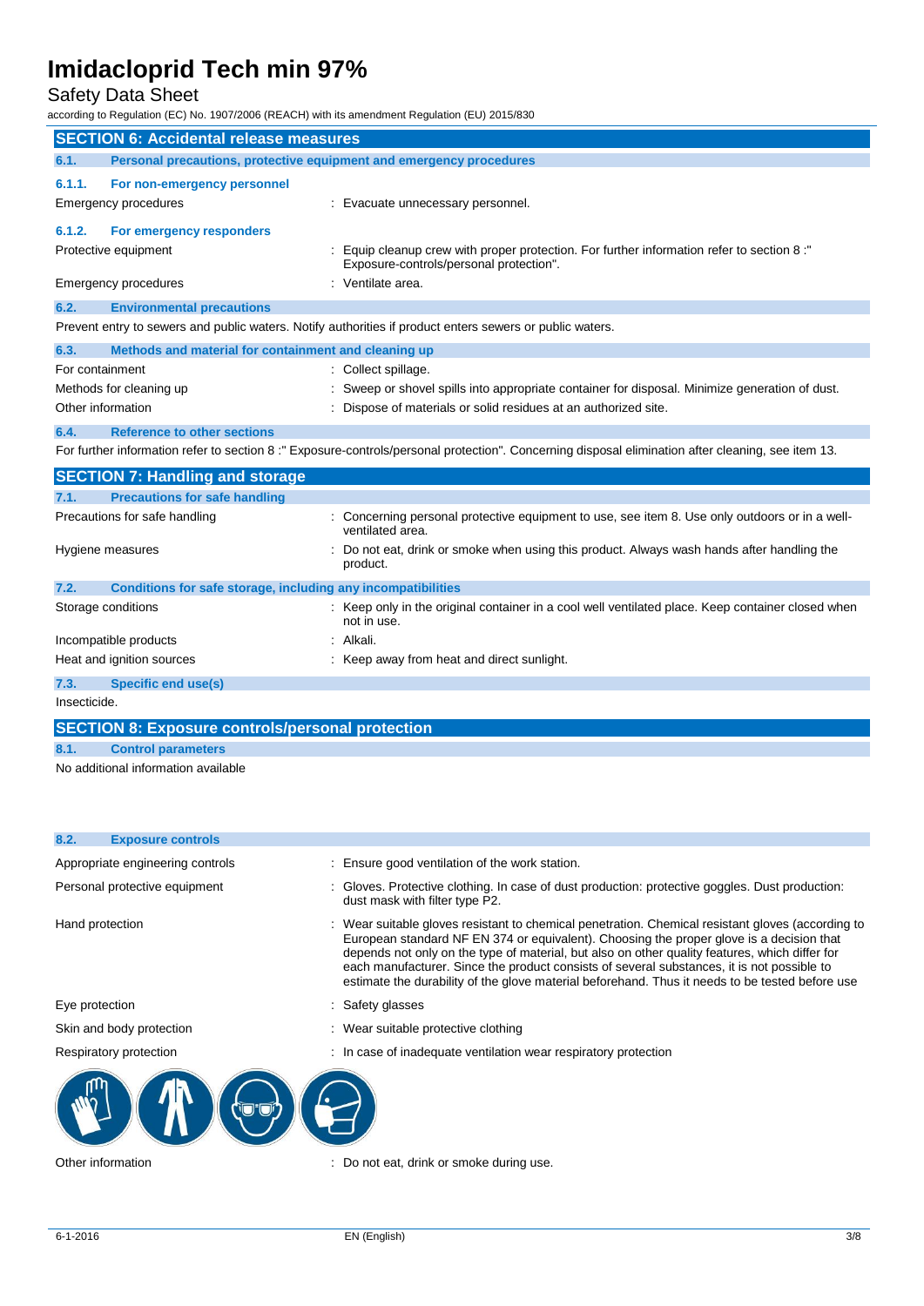## SECTION 6: Accidental release measures

### 6.1. Personal precautions, protective equipment and emergency procedures

#### 6.1.1. For non-emergency personnel

| | |
|---|---|
| Emergency procedures | : Evacuate unnecessary personnel. |

#### 6.1.2. For emergency responders

| | |
|---|---|
| Protective equipment | : Equip cleanup crew with proper protection. For further information refer to section 8 :" Exposure-controls/personal protection". |
| Emergency procedures | : Ventilate area. |

### 6.2. Environmental precautions

Prevent entry to sewers and public waters. Notify authorities if product enters sewers or public waters.

### 6.3. Methods and material for containment and cleaning up

| | |
|---|---|
| For containment | : Collect spillage. |
| Methods for cleaning up | : Sweep or shovel spills into appropriate container for disposal. Minimize generation of dust. |
| Other information | : Dispose of materials or solid residues at an authorized site. |

### 6.4. Reference to other sections

For further information refer to section 8 :" Exposure-controls/personal protection". Concerning disposal elimination after cleaning, see item 13.

## SECTION 7: Handling and storage

### 7.1. Precautions for safe handling

| | |
|---|---|
| Precautions for safe handling | : Concerning personal protective equipment to use, see item 8. Use only outdoors or in a well-ventilated area. |
| Hygiene measures | : Do not eat, drink or smoke when using this product. Always wash hands after handling the product. |

### 7.2. Conditions for safe storage, including any incompatibilities

| | |
|---|---|
| Storage conditions | : Keep only in the original container in a cool well ventilated place. Keep container closed when not in use. |
| Incompatible products | : Alkali. |
| Heat and ignition sources | : Keep away from heat and direct sunlight. |

### 7.3. Specific end use(s)

Insecticide.

## SECTION 8: Exposure controls/personal protection

### 8.1. Control parameters

No additional information available

### 8.2. Exposure controls

| | |
|---|---|
| Appropriate engineering controls | : Ensure good ventilation of the work station. |
| Personal protective equipment | : Gloves. Protective clothing. In case of dust production: protective goggles. Dust production: dust mask with filter type P2. |
| Hand protection | : Wear suitable gloves resistant to chemical penetration. Chemical resistant gloves (according to European standard NF EN 374 or equivalent). Choosing the proper glove is a decision that depends not only on the type of material, but also on other quality features, which differ for each manufacturer. Since the product consists of several substances, it is not possible to estimate the durability of the glove material beforehand. Thus it needs to be tested before use |
| Eye protection | : Safety glasses |
| Skin and body protection | : Wear suitable protective clothing |
| Respiratory protection | : In case of inadequate ventilation wear respiratory protection |

| | |
|---|---|
| Other information | : Do not eat, drink or smoke during use. |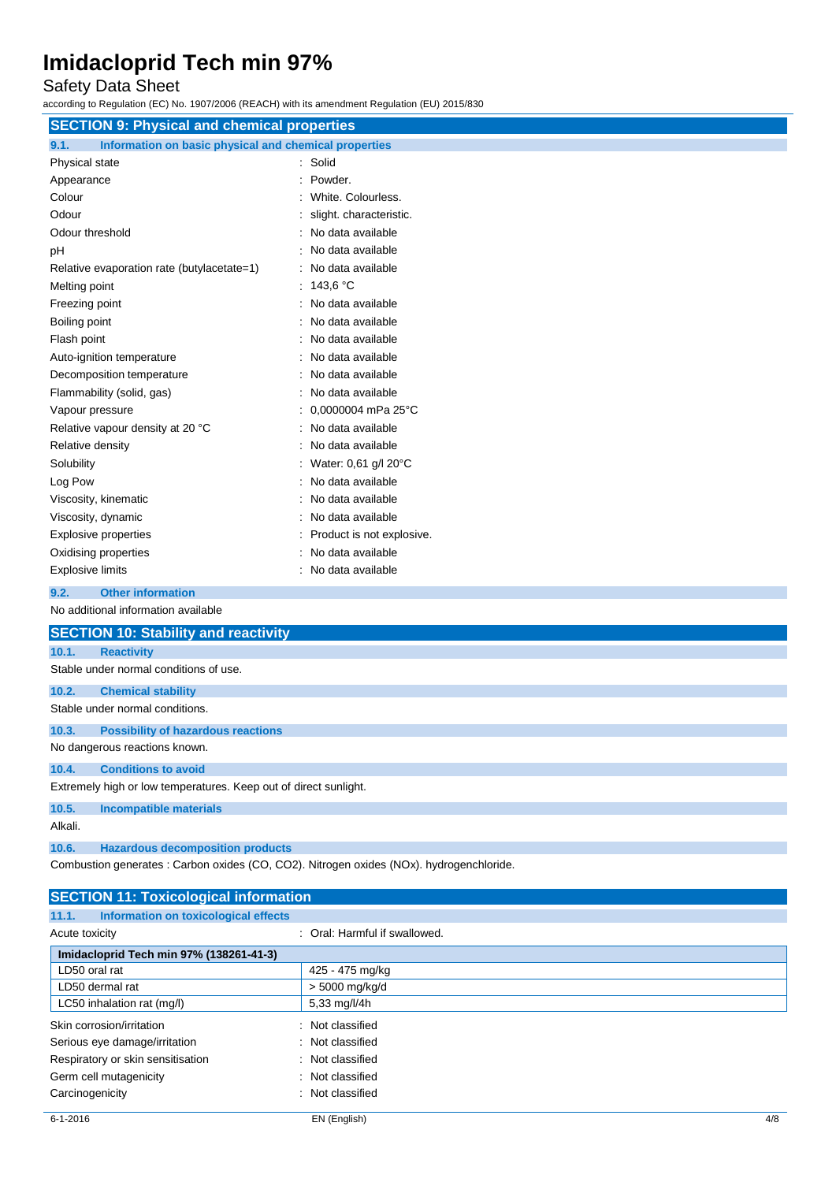## SECTION 9: Physical and chemical properties

### 9.1. Information on basic physical and chemical properties

| | |
|---|---|
| Physical state | : Solid |
| Appearance | : Powder. |
| Colour | : White. Colourless. |
| Odour | : slight. characteristic. |
| Odour threshold | : No data available |
| pH | : No data available |
| Relative evaporation rate (butylacetate=1) | : No data available |
| Melting point | : 143,6 °C |
| Freezing point | : No data available |
| Boiling point | : No data available |
| Flash point | : No data available |
| Auto-ignition temperature | : No data available |
| Decomposition temperature | : No data available |
| Flammability (solid, gas) | : No data available |
| Vapour pressure | : 0,0000004 mPa 25°C |
| Relative vapour density at 20 °C | : No data available |
| Relative density | : No data available |
| Solubility | : Water: 0,61 g/l 20°C |
| Log Pow | : No data available |
| Viscosity, kinematic | : No data available |
| Viscosity, dynamic | : No data available |
| Explosive properties | : Product is not explosive. |
| Oxidising properties | : No data available |
| Explosive limits | : No data available |

### 9.2. Other information

No additional information available

## SECTION 10: Stability and reactivity

### 10.1. Reactivity

Stable under normal conditions of use.

### 10.2. Chemical stability

Stable under normal conditions.

### 10.3. Possibility of hazardous reactions

No dangerous reactions known.

### 10.4. Conditions to avoid

Extremely high or low temperatures. Keep out of direct sunlight.

### 10.5. Incompatible materials

Alkali.

### 10.6. Hazardous decomposition products

Combustion generates : Carbon oxides (CO, $CO_2$). Nitrogen oxides ($NO_x$). hydrogenchloride.

## SECTION 11: Toxicological information

### 11.1. Information on toxicological effects

Acute toxicity : Oral: Harmful if swallowed.

| Imidacloprid Tech min 97% (138261-41-3) | |
|---|---|
| LD50 oral rat | 425 - 475 mg/kg |
| LD50 dermal rat | > 5000 mg/kg/d |
| LC50 inhalation rat (mg/l) | 5,33 mg/l/4h |

| | |
|---|---|
| Skin corrosion/irritation | : Not classified |
| Serious eye damage/irritation | : Not classified |
| Respiratory or skin sensitisation | : Not classified |
| Germ cell mutagenicity | : Not classified |
| Carcinogenicity | : Not classified |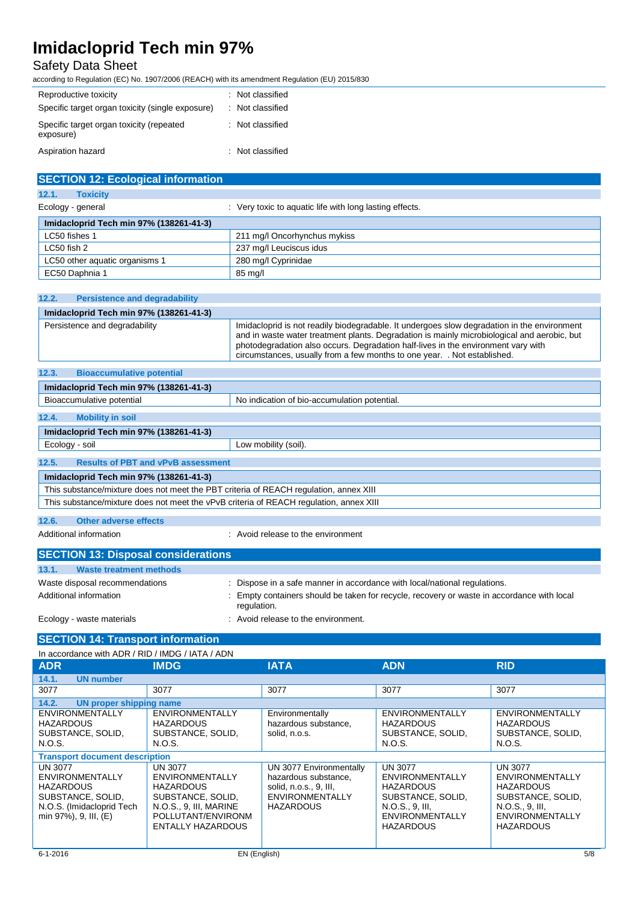| | |
|---|---|
| Reproductive toxicity | : Not classified |
| Specific target organ toxicity (single exposure) | : Not classified |
| Specific target organ toxicity (repeated exposure) | : Not classified |
| Aspiration hazard | : Not classified |

## SECTION 12: Ecological information

### 12.1. Toxicity

Ecology - general : Very toxic to aquatic life with long lasting effects.

| Imidacloprid Tech min 97% (138261-41-3) | |
|---|---|
| LC50 fishes 1 | 211 mg/l Oncorhynchus mykiss |
| LC50 fish 2 | 237 mg/l Leuciscus idus |
| LC50 other aquatic organisms 1 | 280 mg/l Cyprinidae |
| EC50 Daphnia 1 | 85 mg/l |

### 12.2. Persistence and degradability

| Imidacloprid Tech min 97% (138261-41-3) | |
|---|---|
| Persistence and degradability | Imidacloprid is not readily biodegradable. It undergoes slow degradation in the environment and in waste water treatment plants. Degradation is mainly microbiological and aerobic, but photodegradation also occurs. Degradation half-lives in the environment vary with circumstances, usually from a few months to one year. . Not established. |

### 12.3. Bioaccumulative potential

| Imidacloprid Tech min 97% (138261-41-3) | |
|---|---|
| Bioaccumulative potential | No indication of bio-accumulation potential. |

### 12.4. Mobility in soil

| Imidacloprid Tech min 97% (138261-41-3) | |
|---|---|
| Ecology - soil | Low mobility (soil). |

### 12.5. Results of PBT and vPvB assessment

| Imidacloprid Tech min 97% (138261-41-3) |
|---|
| This substance/mixture does not meet the PBT criteria of REACH regulation, annex XIII |
| This substance/mixture does not meet the vPvB criteria of REACH regulation, annex XIII |

### 12.6. Other adverse effects

Additional information : Avoid release to the environment

## SECTION 13: Disposal considerations

### 13.1. Waste treatment methods

| | |
|---|---|
| Waste disposal recommendations | : Dispose in a safe manner in accordance with local/national regulations. |
| Additional information | : Empty containers should be taken for recycle, recovery or waste in accordance with local regulation. |
| Ecology - waste materials | : Avoid release to the environment. |

## SECTION 14: Transport information

In accordance with ADR / RID / IMDG / IATA / ADN

| ADR | IMDG | IATA | ADN | RID |
|---|---|---|---|---|
| **14.1. UN number** | | | | |
| 3077 | 3077 | 3077 | 3077 | 3077 |
| **14.2. UN proper shipping name** | | | | |
| ENVIRONMENTALLY HAZARDOUS SUBSTANCE, SOLID, N.O.S. | ENVIRONMENTALLY HAZARDOUS SUBSTANCE, SOLID, N.O.S. | Environmentally hazardous substance, solid, n.o.s. | ENVIRONMENTALLY HAZARDOUS SUBSTANCE, SOLID, N.O.S. | ENVIRONMENTALLY HAZARDOUS SUBSTANCE, SOLID, N.O.S. |
| **Transport document description** | | | | |
| UN 3077 ENVIRONMENTALLY HAZARDOUS SUBSTANCE, SOLID, N.O.S. (Imidacloprid Tech min 97%), 9, III, (E) | UN 3077 ENVIRONMENTALLY HAZARDOUS SUBSTANCE, SOLID, N.O.S., 9, III, MARINE POLLUTANT/ENVIRONMENTALLY HAZARDOUS | UN 3077 Environmentally hazardous substance, solid, n.o.s., 9, III, ENVIRONMENTALLY HAZARDOUS | UN 3077 ENVIRONMENTALLY HAZARDOUS SUBSTANCE, SOLID, N.O.S., 9, III, ENVIRONMENTALLY HAZARDOUS | UN 3077 ENVIRONMENTALLY HAZARDOUS SUBSTANCE, SOLID, N.O.S., 9, III, ENVIRONMENTALLY HAZARDOUS |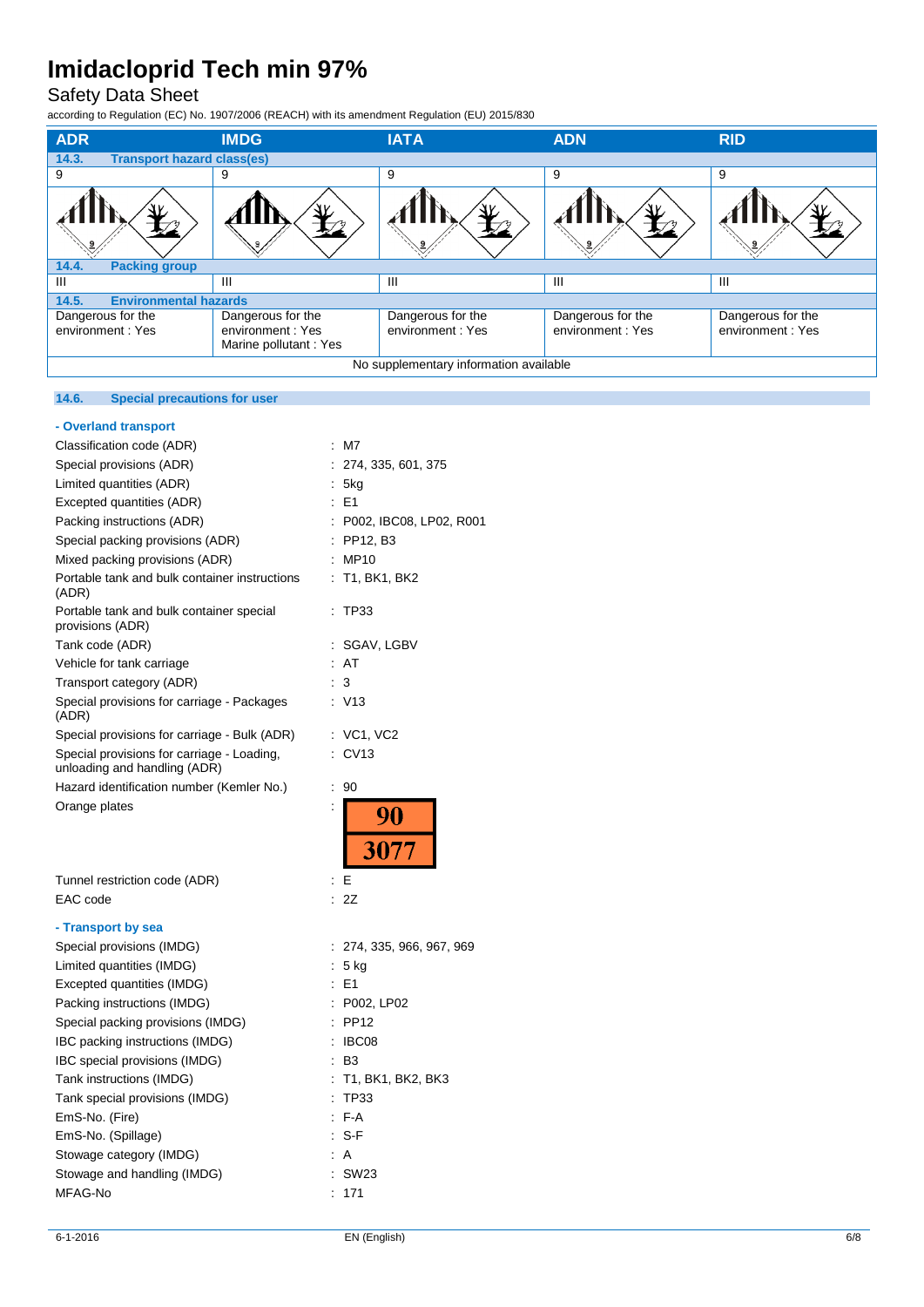# Imidacloprid Tech min 97%

Safety Data Sheet

according to Regulation (EC) No. 1907/2006 (REACH) with its amendment Regulation (EU) 2015/830

| ADR | IMDG | IATA | ADN | RID |
|---|---|---|---|---|
| **14.3. Transport hazard class(es)** | | | | |
| 9 | 9 | 9 | 9 | 9 |
| **14.4. Packing group** | | | | |
| III | III | III | III | III |
| **14.5. Environmental hazards** | | | | |
| Dangerous for the environment : Yes | Dangerous for the environment : Yes<br>Marine pollutant : Yes | Dangerous for the environment : Yes | Dangerous for the environment : Yes | Dangerous for the environment : Yes |
| No supplementary information available | | | | |

### 14.6. Special precautions for user

**- Overland transport**

| | |
|---|---|
| Classification code (ADR) | : M7 |
| Special provisions (ADR) | : 274, 335, 601, 375 |
| Limited quantities (ADR) | : 5kg |
| Excepted quantities (ADR) | : E1 |
| Packing instructions (ADR) | : P002, IBC08, LP02, R001 |
| Special packing provisions (ADR) | : PP12, B3 |
| Mixed packing provisions (ADR) | : MP10 |
| Portable tank and bulk container instructions (ADR) | : T1, BK1, BK2 |
| Portable tank and bulk container special provisions (ADR) | : TP33 |
| Tank code (ADR) | : SGAV, LGBV |
| Vehicle for tank carriage | : AT |
| Transport category (ADR) | : 3 |
| Special provisions for carriage - Packages (ADR) | : V13 |
| Special provisions for carriage - Bulk (ADR) | : VC1, VC2 |
| Special provisions for carriage - Loading, unloading and handling (ADR) | : CV13 |
| Hazard identification number (Kemler No.) | : 90 |
| Orange plates | : 90 / 3077 |
| Tunnel restriction code (ADR) | : E |
| EAC code | : 2Z |

**- Transport by sea**

| | |
|---|---|
| Special provisions (IMDG) | : 274, 335, 966, 967, 969 |
| Limited quantities (IMDG) | : 5 kg |
| Excepted quantities (IMDG) | : E1 |
| Packing instructions (IMDG) | : P002, LP02 |
| Special packing provisions (IMDG) | : PP12 |
| IBC packing instructions (IMDG) | : IBC08 |
| IBC special provisions (IMDG) | : B3 |
| Tank instructions (IMDG) | : T1, BK1, BK2, BK3 |
| Tank special provisions (IMDG) | : TP33 |
| EmS-No. (Fire) | : F-A |
| EmS-No. (Spillage) | : S-F |
| Stowage category (IMDG) | : A |
| Stowage and handling (IMDG) | : SW23 |
| MFAG-No | : 171 |

6-1-2016 EN (English)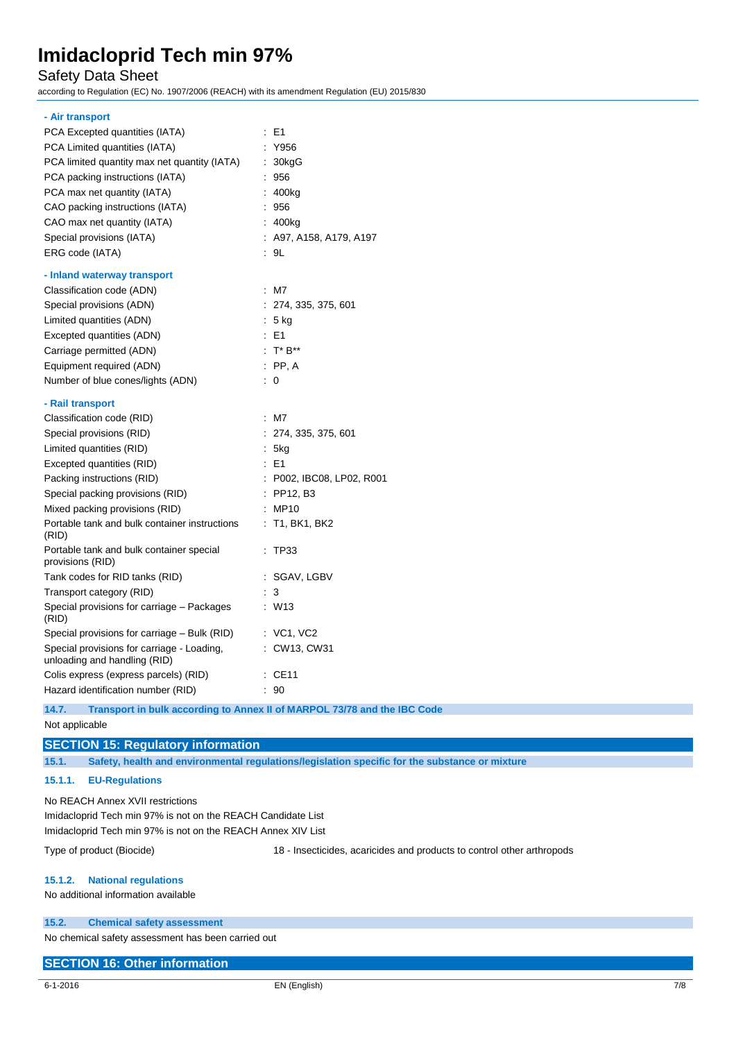**- Air transport**

| | |
|---|---|
| PCA Excepted quantities (IATA) | : E1 |
| PCA Limited quantities (IATA) | : Y956 |
| PCA limited quantity max net quantity (IATA) | : 30kgG |
| PCA packing instructions (IATA) | : 956 |
| PCA max net quantity (IATA) | : 400kg |
| CAO packing instructions (IATA) | : 956 |
| CAO max net quantity (IATA) | : 400kg |
| Special provisions (IATA) | : A97, A158, A179, A197 |
| ERG code (IATA) | : 9L |

**- Inland waterway transport**

| | |
|---|---|
| Classification code (ADN) | : M7 |
| Special provisions (ADN) | : 274, 335, 375, 601 |
| Limited quantities (ADN) | : 5 kg |
| Excepted quantities (ADN) | : E1 |
| Carriage permitted (ADN) | : T* B** |
| Equipment required (ADN) | : PP, A |
| Number of blue cones/lights (ADN) | : 0 |

**- Rail transport**

| | |
|---|---|
| Classification code (RID) | : M7 |
| Special provisions (RID) | : 274, 335, 375, 601 |
| Limited quantities (RID) | : 5kg |
| Excepted quantities (RID) | : E1 |
| Packing instructions (RID) | : P002, IBC08, LP02, R001 |
| Special packing provisions (RID) | : PP12, B3 |
| Mixed packing provisions (RID) | : MP10 |
| Portable tank and bulk container instructions (RID) | : T1, BK1, BK2 |
| Portable tank and bulk container special provisions (RID) | : TP33 |
| Tank codes for RID tanks (RID) | : SGAV, LGBV |
| Transport category (RID) | : 3 |
| Special provisions for carriage – Packages (RID) | : W13 |
| Special provisions for carriage – Bulk (RID) | : VC1, VC2 |
| Special provisions for carriage - Loading, unloading and handling (RID) | : CW13, CW31 |
| Colis express (express parcels) (RID) | : CE11 |
| Hazard identification number (RID) | : 90 |

### 14.7. Transport in bulk according to Annex II of MARPOL 73/78 and the IBC Code

Not applicable

## SECTION 15: Regulatory information

### 15.1. Safety, health and environmental regulations/legislation specific for the substance or mixture

#### 15.1.1. EU-Regulations

No REACH Annex XVII restrictions

Imidacloprid Tech min 97% is not on the REACH Candidate List

Imidacloprid Tech min 97% is not on the REACH Annex XIV List

Type of product (Biocide) : 18 - Insecticides, acaricides and products to control other arthropods

#### 15.1.2. National regulations

No additional information available

### 15.2. Chemical safety assessment

No chemical safety assessment has been carried out

## SECTION 16: Other information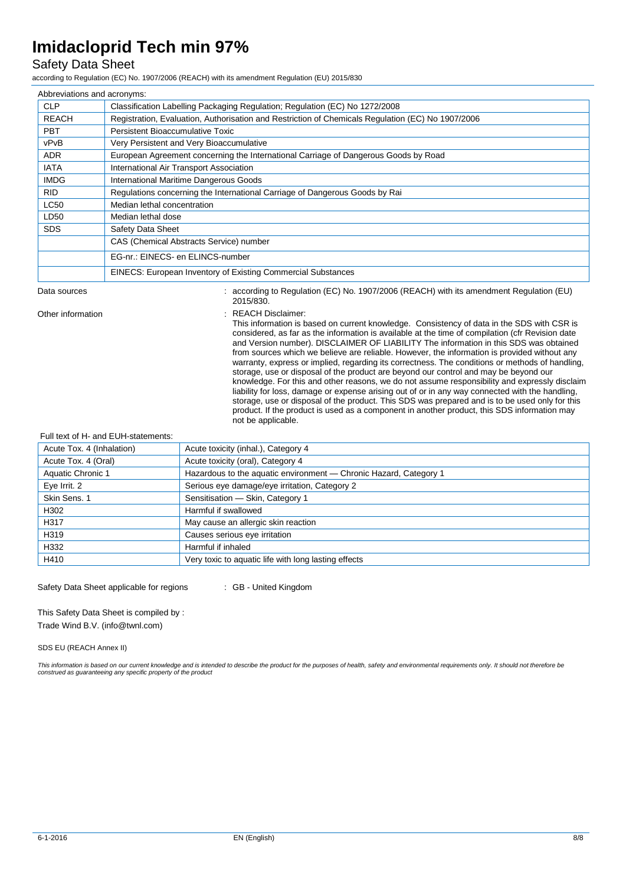Abbreviations and acronyms:

| | |
|---|---|
| CLP | Classification Labelling Packaging Regulation; Regulation (EC) No 1272/2008 |
| REACH | Registration, Evaluation, Authorisation and Restriction of Chemicals Regulation (EC) No 1907/2006 |
| PBT | Persistent Bioaccumulative Toxic |
| vPvB | Very Persistent and Very Bioaccumulative |
| ADR | European Agreement concerning the International Carriage of Dangerous Goods by Road |
| IATA | International Air Transport Association |
| IMDG | International Maritime Dangerous Goods |
| RID | Regulations concerning the International Carriage of Dangerous Goods by Rai |
| LC50 | Median lethal concentration |
| LD50 | Median lethal dose |
| SDS | Safety Data Sheet |
| | CAS (Chemical Abstracts Service) number |
| | EG-nr.: EINECS- en ELINCS-number |
| | EINECS: European Inventory of Existing Commercial Substances |

Data sources : according to Regulation (EC) No. 1907/2006 (REACH) with its amendment Regulation (EU) 2015/830.

Other information : REACH Disclaimer:
This information is based on current knowledge. Consistency of data in the SDS with CSR is considered, as far as the information is available at the time of compilation (cfr Revision date and Version number). DISCLAIMER OF LIABILITY The information in this SDS was obtained from sources which we believe are reliable. However, the information is provided without any warranty, express or implied, regarding its correctness. The conditions or methods of handling, storage, use or disposal of the product are beyond our control and may be beyond our knowledge. For this and other reasons, we do not assume responsibility and expressly disclaim liability for loss, damage or expense arising out of or in any way connected with the handling, storage, use or disposal of the product. This SDS was prepared and is to be used only for this product. If the product is used as a component in another product, this SDS information may not be applicable.

Full text of H- and EUH-statements:

| | |
|---|---|
| Acute Tox. 4 (Inhalation) | Acute toxicity (inhal.), Category 4 |
| Acute Tox. 4 (Oral) | Acute toxicity (oral), Category 4 |
| Aquatic Chronic 1 | Hazardous to the aquatic environment — Chronic Hazard, Category 1 |
| Eye Irrit. 2 | Serious eye damage/eye irritation, Category 2 |
| Skin Sens. 1 | Sensitisation — Skin, Category 1 |
| H302 | Harmful if swallowed |
| H317 | May cause an allergic skin reaction |
| H319 | Causes serious eye irritation |
| H332 | Harmful if inhaled |
| H410 | Very toxic to aquatic life with long lasting effects |

Safety Data Sheet applicable for regions : GB - United Kingdom

This Safety Data Sheet is compiled by :
Trade Wind B.V. (info@twnl.com)

SDS EU (REACH Annex II)

*This information is based on our current knowledge and is intended to describe the product for the purposes of health, safety and environmental requirements only. It should not therefore be construed as guaranteeing any specific property of the product*